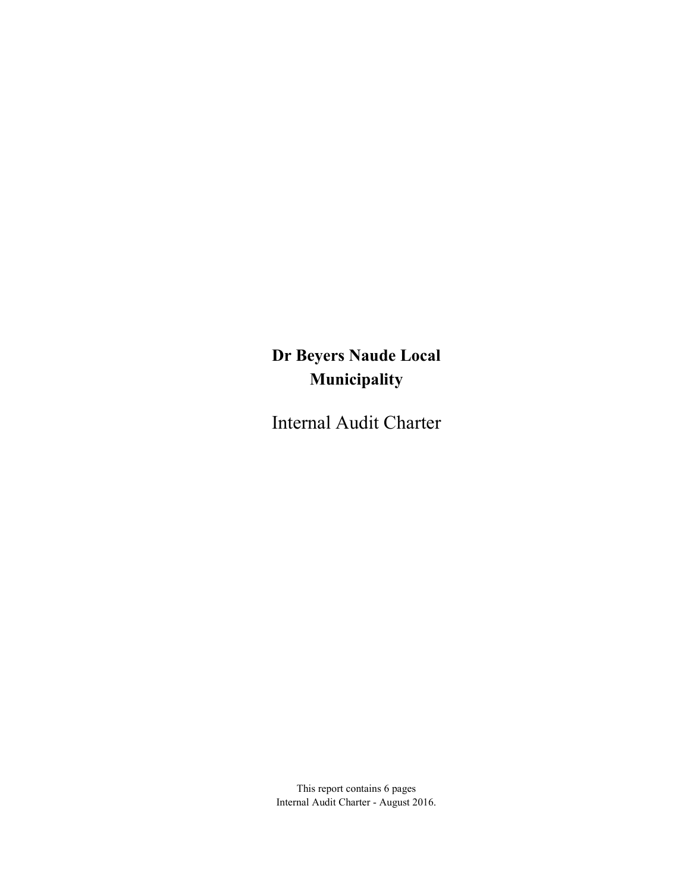# Dr Beyers Naude Local Municipality

## Internal Audit Charter

This report contains 6 pages
Internal Audit Charter - August 2016.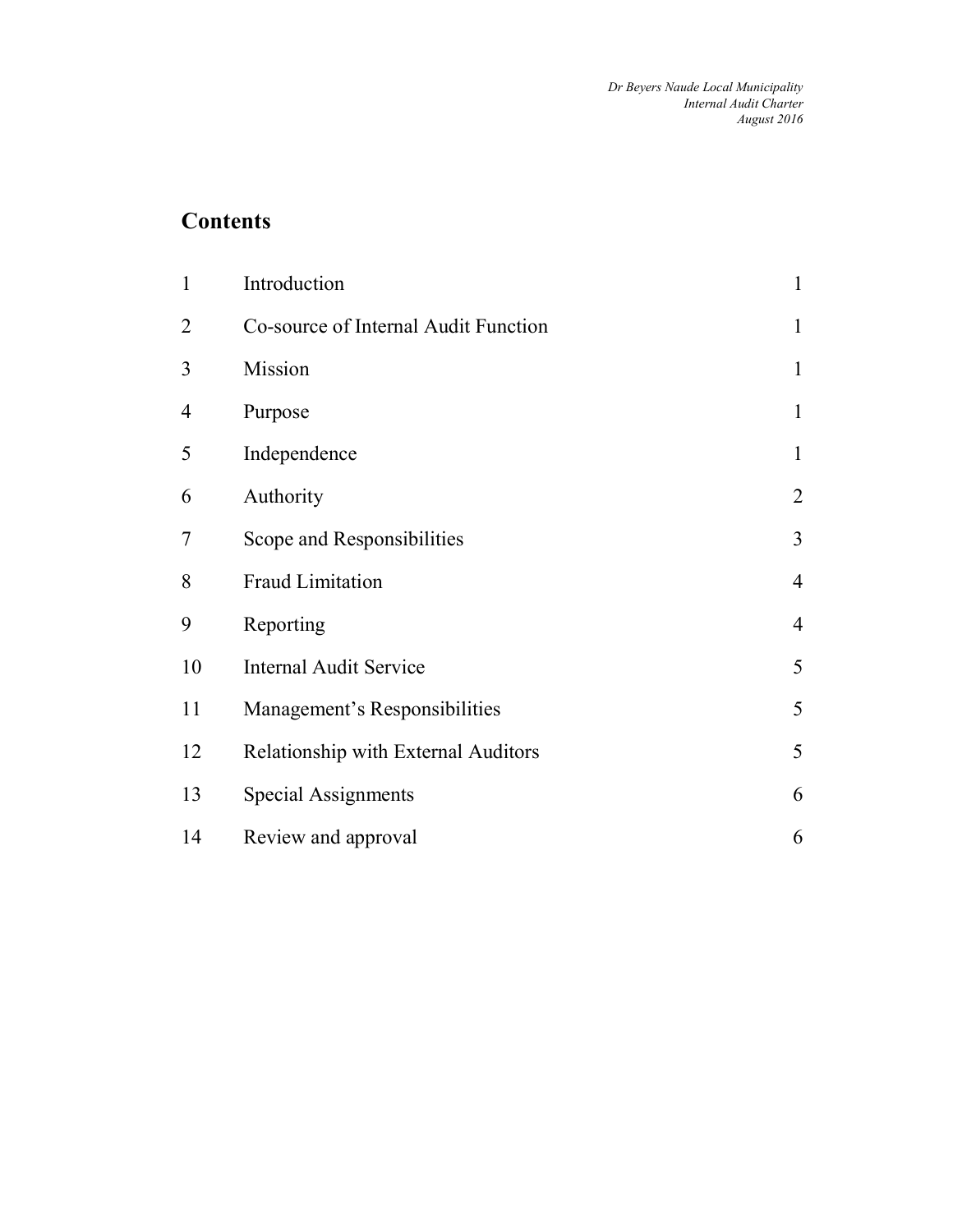## Contents

| | | |
|---|---|---|
| 1 | Introduction | 1 |
| 2 | Co-source of Internal Audit Function | 1 |
| 3 | Mission | 1 |
| 4 | Purpose | 1 |
| 5 | Independence | 1 |
| 6 | Authority | 2 |
| 7 | Scope and Responsibilities | 3 |
| 8 | Fraud Limitation | 4 |
| 9 | Reporting | 4 |
| 10 | Internal Audit Service | 5 |
| 11 | Management's Responsibilities | 5 |
| 12 | Relationship with External Auditors | 5 |
| 13 | Special Assignments | 6 |
| 14 | Review and approval | 6 |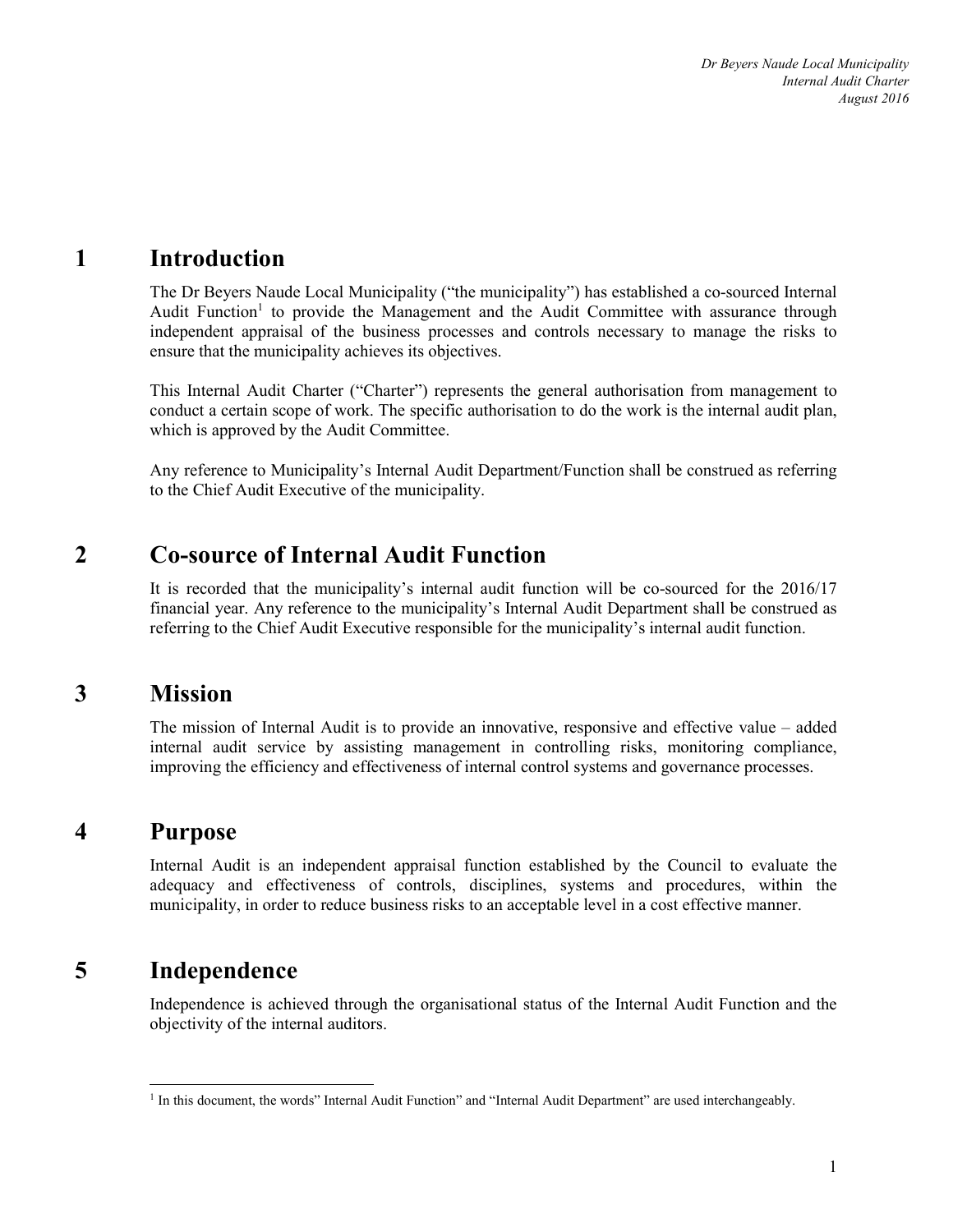# 1 Introduction

The Dr Beyers Naude Local Municipality ("the municipality") has established a co-sourced Internal Audit Function[1] to provide the Management and the Audit Committee with assurance through independent appraisal of the business processes and controls necessary to manage the risks to ensure that the municipality achieves its objectives.

This Internal Audit Charter ("Charter") represents the general authorisation from management to conduct a certain scope of work. The specific authorisation to do the work is the internal audit plan, which is approved by the Audit Committee.

Any reference to Municipality's Internal Audit Department/Function shall be construed as referring to the Chief Audit Executive of the municipality.

# 2 Co-source of Internal Audit Function

It is recorded that the municipality's internal audit function will be co-sourced for the 2016/17 financial year. Any reference to the municipality's Internal Audit Department shall be construed as referring to the Chief Audit Executive responsible for the municipality's internal audit function.

# 3 Mission

The mission of Internal Audit is to provide an innovative, responsive and effective value – added internal audit service by assisting management in controlling risks, monitoring compliance, improving the efficiency and effectiveness of internal control systems and governance processes.

# 4 Purpose

Internal Audit is an independent appraisal function established by the Council to evaluate the adequacy and effectiveness of controls, disciplines, systems and procedures, within the municipality, in order to reduce business risks to an acceptable level in a cost effective manner.

# 5 Independence

Independence is achieved through the organisational status of the Internal Audit Function and the objectivity of the internal auditors.

---

[1] In this document, the words" Internal Audit Function" and "Internal Audit Department" are used interchangeably.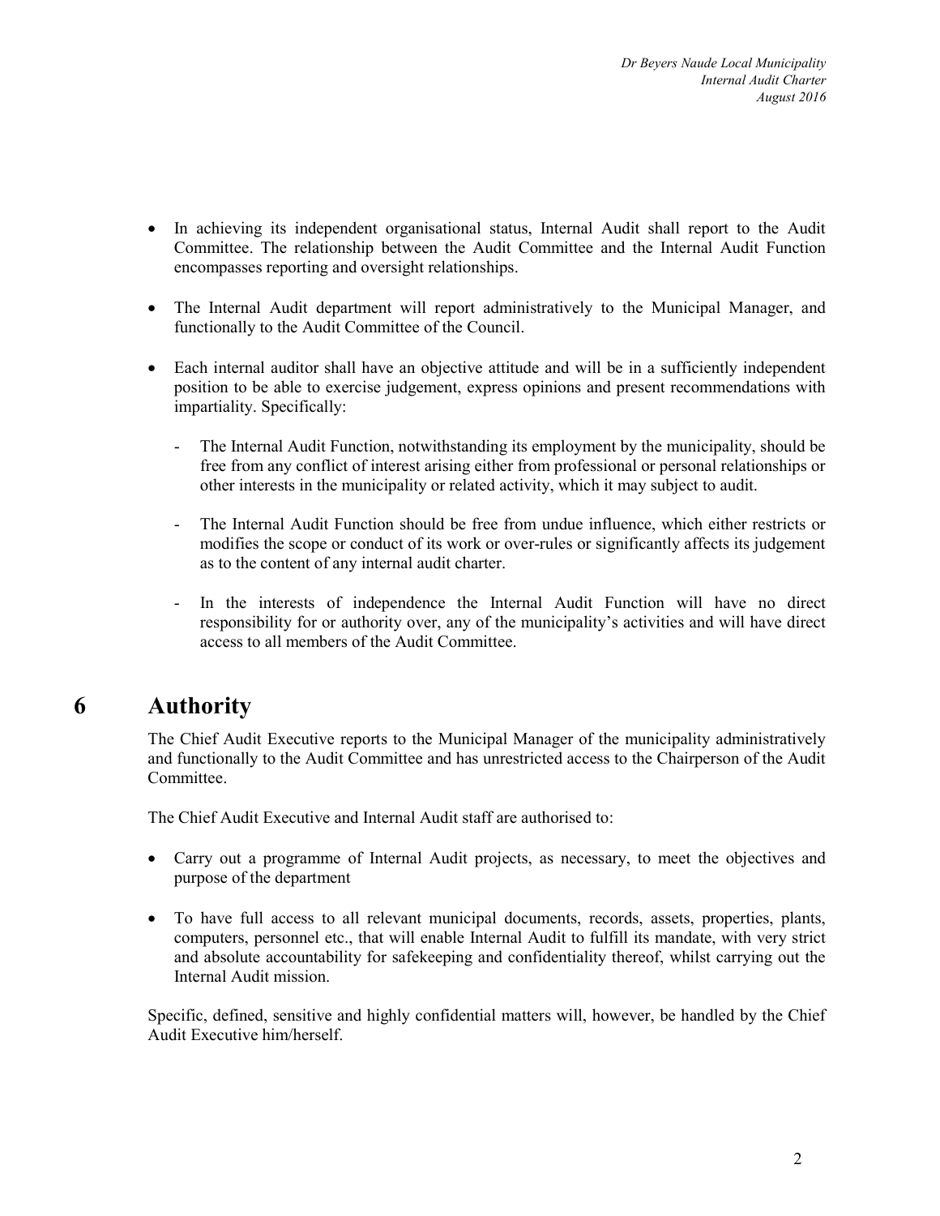- In achieving its independent organisational status, Internal Audit shall report to the Audit Committee. The relationship between the Audit Committee and the Internal Audit Function encompasses reporting and oversight relationships.

- The Internal Audit department will report administratively to the Municipal Manager, and functionally to the Audit Committee of the Council.

- Each internal auditor shall have an objective attitude and will be in a sufficiently independent position to be able to exercise judgement, express opinions and present recommendations with impartiality. Specifically:

  - The Internal Audit Function, notwithstanding its employment by the municipality, should be free from any conflict of interest arising either from professional or personal relationships or other interests in the municipality or related activity, which it may subject to audit.

  - The Internal Audit Function should be free from undue influence, which either restricts or modifies the scope or conduct of its work or over-rules or significantly affects its judgement as to the content of any internal audit charter.

  - In the interests of independence the Internal Audit Function will have no direct responsibility for or authority over, any of the municipality's activities and will have direct access to all members of the Audit Committee.

# 6 Authority

The Chief Audit Executive reports to the Municipal Manager of the municipality administratively and functionally to the Audit Committee and has unrestricted access to the Chairperson of the Audit Committee.

The Chief Audit Executive and Internal Audit staff are authorised to:

- Carry out a programme of Internal Audit projects, as necessary, to meet the objectives and purpose of the department

- To have full access to all relevant municipal documents, records, assets, properties, plants, computers, personnel etc., that will enable Internal Audit to fulfill its mandate, with very strict and absolute accountability for safekeeping and confidentiality thereof, whilst carrying out the Internal Audit mission.

Specific, defined, sensitive and highly confidential matters will, however, be handled by the Chief Audit Executive him/herself.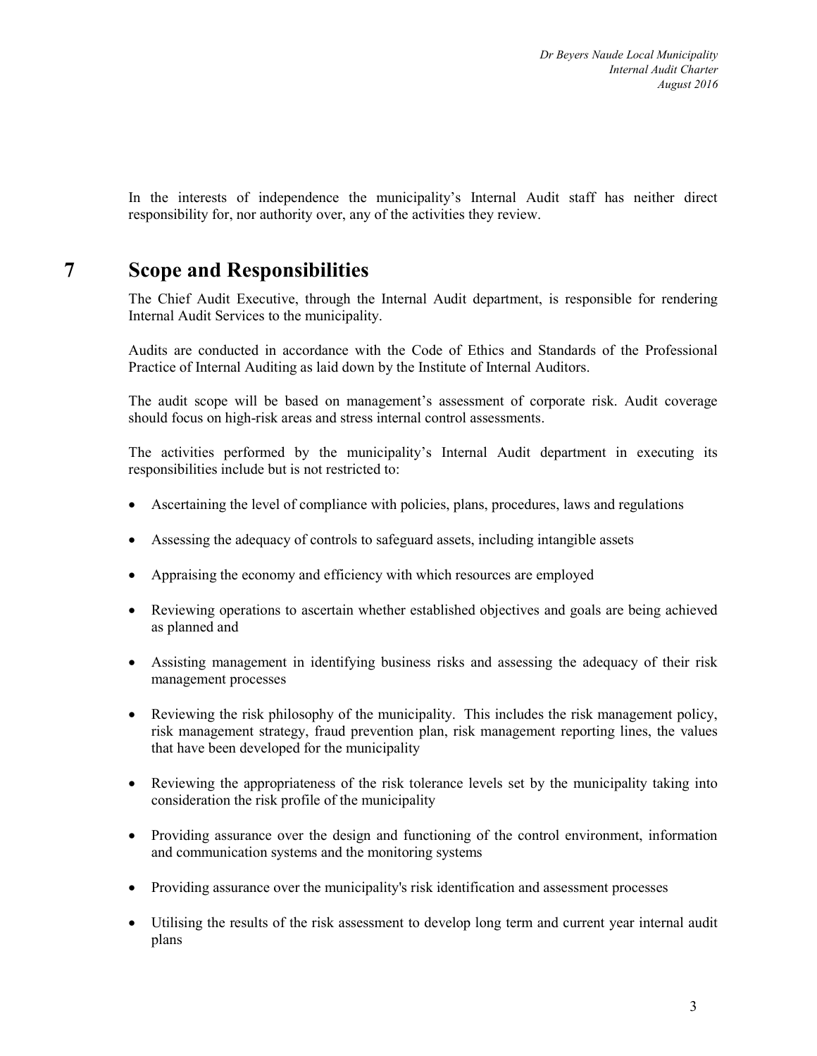In the interests of independence the municipality's Internal Audit staff has neither direct responsibility for, nor authority over, any of the activities they review.

# 7 Scope and Responsibilities

The Chief Audit Executive, through the Internal Audit department, is responsible for rendering Internal Audit Services to the municipality.

Audits are conducted in accordance with the Code of Ethics and Standards of the Professional Practice of Internal Auditing as laid down by the Institute of Internal Auditors.

The audit scope will be based on management's assessment of corporate risk. Audit coverage should focus on high-risk areas and stress internal control assessments.

The activities performed by the municipality's Internal Audit department in executing its responsibilities include but is not restricted to:

- Ascertaining the level of compliance with policies, plans, procedures, laws and regulations
- Assessing the adequacy of controls to safeguard assets, including intangible assets
- Appraising the economy and efficiency with which resources are employed
- Reviewing operations to ascertain whether established objectives and goals are being achieved as planned and
- Assisting management in identifying business risks and assessing the adequacy of their risk management processes
- Reviewing the risk philosophy of the municipality. This includes the risk management policy, risk management strategy, fraud prevention plan, risk management reporting lines, the values that have been developed for the municipality
- Reviewing the appropriateness of the risk tolerance levels set by the municipality taking into consideration the risk profile of the municipality
- Providing assurance over the design and functioning of the control environment, information and communication systems and the monitoring systems
- Providing assurance over the municipality's risk identification and assessment processes
- Utilising the results of the risk assessment to develop long term and current year internal audit plans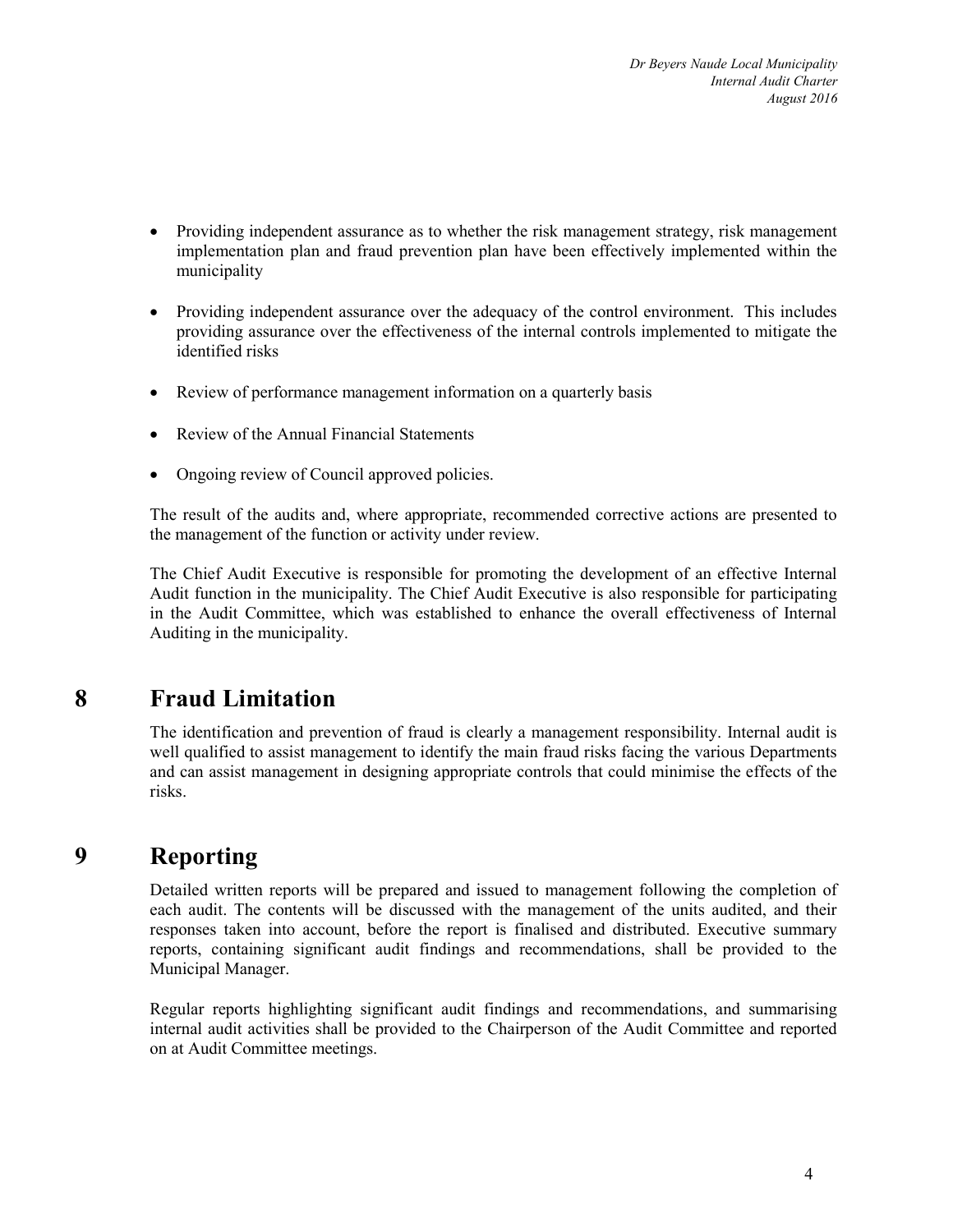- Providing independent assurance as to whether the risk management strategy, risk management implementation plan and fraud prevention plan have been effectively implemented within the municipality

- Providing independent assurance over the adequacy of the control environment. This includes providing assurance over the effectiveness of the internal controls implemented to mitigate the identified risks

- Review of performance management information on a quarterly basis

- Review of the Annual Financial Statements

- Ongoing review of Council approved policies.

The result of the audits and, where appropriate, recommended corrective actions are presented to the management of the function or activity under review.

The Chief Audit Executive is responsible for promoting the development of an effective Internal Audit function in the municipality. The Chief Audit Executive is also responsible for participating in the Audit Committee, which was established to enhance the overall effectiveness of Internal Auditing in the municipality.

# 8 Fraud Limitation

The identification and prevention of fraud is clearly a management responsibility. Internal audit is well qualified to assist management to identify the main fraud risks facing the various Departments and can assist management in designing appropriate controls that could minimise the effects of the risks.

# 9 Reporting

Detailed written reports will be prepared and issued to management following the completion of each audit. The contents will be discussed with the management of the units audited, and their responses taken into account, before the report is finalised and distributed. Executive summary reports, containing significant audit findings and recommendations, shall be provided to the Municipal Manager.

Regular reports highlighting significant audit findings and recommendations, and summarising internal audit activities shall be provided to the Chairperson of the Audit Committee and reported on at Audit Committee meetings.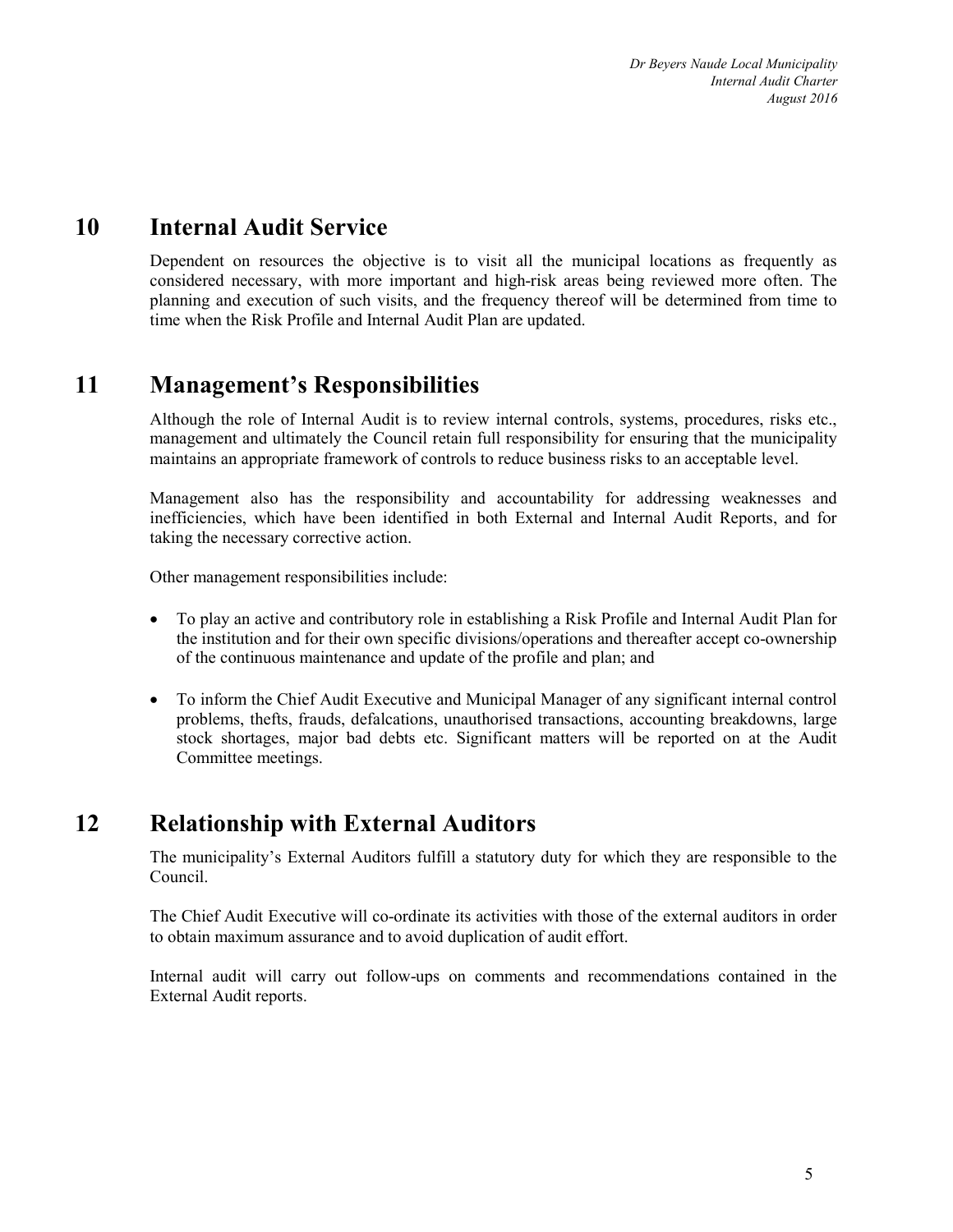## 10 Internal Audit Service

Dependent on resources the objective is to visit all the municipal locations as frequently as considered necessary, with more important and high-risk areas being reviewed more often. The planning and execution of such visits, and the frequency thereof will be determined from time to time when the Risk Profile and Internal Audit Plan are updated.

## 11 Management's Responsibilities

Although the role of Internal Audit is to review internal controls, systems, procedures, risks etc., management and ultimately the Council retain full responsibility for ensuring that the municipality maintains an appropriate framework of controls to reduce business risks to an acceptable level.

Management also has the responsibility and accountability for addressing weaknesses and inefficiencies, which have been identified in both External and Internal Audit Reports, and for taking the necessary corrective action.

Other management responsibilities include:

- To play an active and contributory role in establishing a Risk Profile and Internal Audit Plan for the institution and for their own specific divisions/operations and thereafter accept co-ownership of the continuous maintenance and update of the profile and plan; and
- To inform the Chief Audit Executive and Municipal Manager of any significant internal control problems, thefts, frauds, defalcations, unauthorised transactions, accounting breakdowns, large stock shortages, major bad debts etc. Significant matters will be reported on at the Audit Committee meetings.

## 12 Relationship with External Auditors

The municipality's External Auditors fulfill a statutory duty for which they are responsible to the Council.

The Chief Audit Executive will co-ordinate its activities with those of the external auditors in order to obtain maximum assurance and to avoid duplication of audit effort.

Internal audit will carry out follow-ups on comments and recommendations contained in the External Audit reports.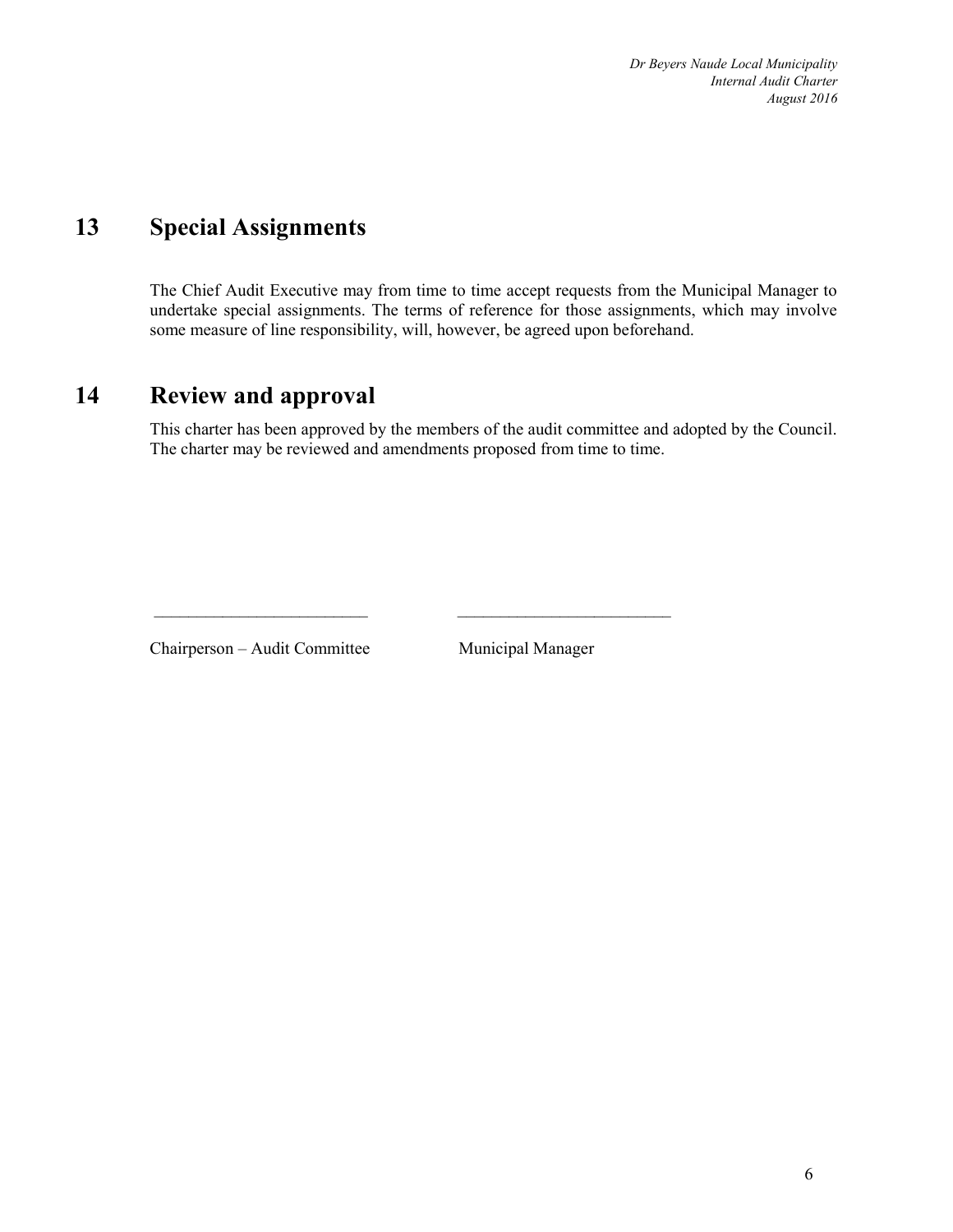## 13 Special Assignments

The Chief Audit Executive may from time to time accept requests from the Municipal Manager to undertake special assignments. The terms of reference for those assignments, which may involve some measure of line responsibility, will, however, be agreed upon beforehand.

## 14 Review and approval

This charter has been approved by the members of the audit committee and adopted by the Council. The charter may be reviewed and amendments proposed from time to time.

\_\_\_\_\_\_\_\_\_\_\_\_\_\_\_\_\_\_\_\_\_\_\_\_\_ \_\_\_\_\_\_\_\_\_\_\_\_\_\_\_\_\_\_\_\_\_\_\_\_\_

Chairperson – Audit Committee Municipal Manager